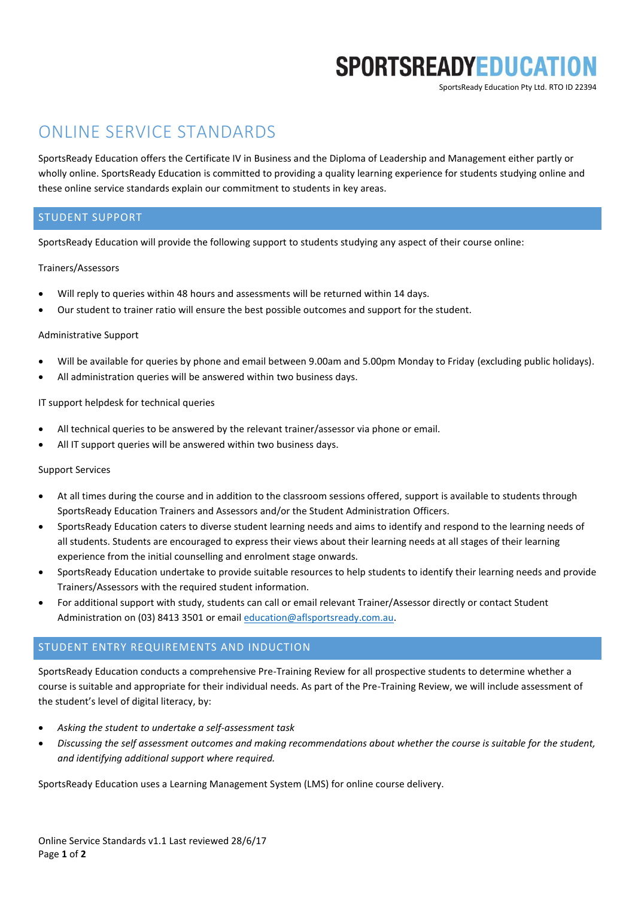**SPORTSREADYEDUCATION**

SportsReady Education Pty Ltd. RTO ID 22394

# ONLINE SERVICE STANDARDS

SportsReady Education offers the Certificate IV in Business and the Diploma of Leadership and Management either partly or wholly online. SportsReady Education is committed to providing a quality learning experience for students studying online and these online service standards explain our commitment to students in key areas.

## STUDENT SUPPORT

SportsReady Education will provide the following support to students studying any aspect of their course online:

Trainers/Assessors

- Will reply to queries within 48 hours and assessments will be returned within 14 days.
- Our student to trainer ratio will ensure the best possible outcomes and support for the student.

Administrative Support

- Will be available for queries by phone and email between 9.00am and 5.00pm Monday to Friday (excluding public holidays).
- All administration queries will be answered within two business days.

IT support helpdesk for technical queries

- All technical queries to be answered by the relevant trainer/assessor via phone or email.
- All IT support queries will be answered within two business days.

Support Services

- At all times during the course and in addition to the classroom sessions offered, support is available to students through SportsReady Education Trainers and Assessors and/or the Student Administration Officers.
- SportsReady Education caters to diverse student learning needs and aims to identify and respond to the learning needs of all students. Students are encouraged to express their views about their learning needs at all stages of their learning experience from the initial counselling and enrolment stage onwards.
- SportsReady Education undertake to provide suitable resources to help students to identify their learning needs and provide Trainers/Assessors with the required student information.
- For additional support with study, students can call or email relevant Trainer/Assessor directly or contact Student Administration on (03) 8413 3501 or email education@aflsportsready.com.au.

## STUDENT ENTRY REQUIREMENTS AND INDUCTION

SportsReady Education conducts a comprehensive Pre-Training Review for all prospective students to determine whether a course is suitable and appropriate for their individual needs. As part of the Pre-Training Review, we will include assessment of the student's level of digital literacy, by:

- *Asking the student to undertake a self-assessment task*
- *Discussing the self assessment outcomes and making recommendations about whether the course is suitable for the student, and identifying additional support where required.*

SportsReady Education uses a Learning Management System (LMS) for online course delivery.

Online Service Standards v1.1 Last reviewed 28/6/17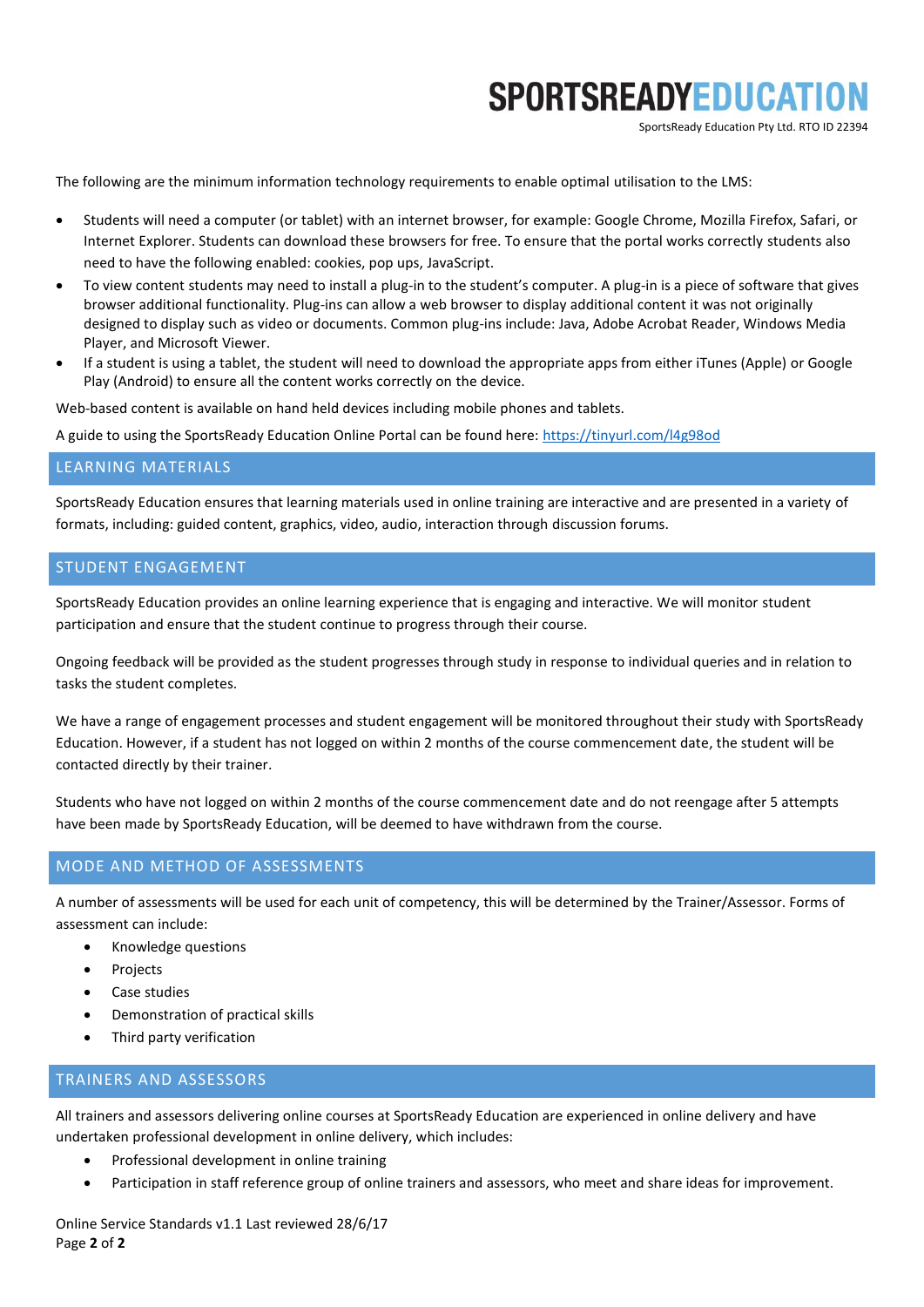The following are the minimum information technology requirements to enable optimal utilisation to the LMS:

- Students will need a computer (or tablet) with an internet browser, for example: Google Chrome, Mozilla Firefox, Safari, or Internet Explorer. Students can download these browsers for free. To ensure that the portal works correctly students also need to have the following enabled: cookies, pop ups, JavaScript.
- To view content students may need to install a plug-in to the student's computer. A plug-in is a piece of software that gives browser additional functionality. Plug-ins can allow a web browser to display additional content it was not originally designed to display such as video or documents. Common plug-ins include: Java, Adobe Acrobat Reader, Windows Media Player, and Microsoft Viewer.
- If a student is using a tablet, the student will need to download the appropriate apps from either iTunes (Apple) or Google Play (Android) to ensure all the content works correctly on the device.

Web-based content is available on hand held devices including mobile phones and tablets.

A guide to using the SportsReady Education Online Portal can be found here: https://tinyurl.com/l4g98od

## LEARNING MATERIALS

SportsReady Education ensures that learning materials used in online training are interactive and are presented in a variety of formats, including: guided content, graphics, video, audio, interaction through discussion forums.

## STUDENT ENGAGEMENT

SportsReady Education provides an online learning experience that is engaging and interactive. We will monitor student participation and ensure that the student continue to progress through their course.

Ongoing feedback will be provided as the student progresses through study in response to individual queries and in relation to tasks the student completes.

We have a range of engagement processes and student engagement will be monitored throughout their study with SportsReady Education. However, if a student has not logged on within 2 months of the course commencement date, the student will be contacted directly by their trainer.

Students who have not logged on within 2 months of the course commencement date and do not reengage after 5 attempts have been made by SportsReady Education, will be deemed to have withdrawn from the course.

## MODE AND METHOD OF ASSESSMENTS

A number of assessments will be used for each unit of competency, this will be determined by the Trainer/Assessor. Forms of assessment can include:

- Knowledge questions
- Projects
- Case studies
- Demonstration of practical skills
- Third party verification

## TRAINERS AND ASSESSORS

All trainers and assessors delivering online courses at SportsReady Education are experienced in online delivery and have undertaken professional development in online delivery, which includes:

- Professional development in online training
- Participation in staff reference group of online trainers and assessors, who meet and share ideas for improvement.